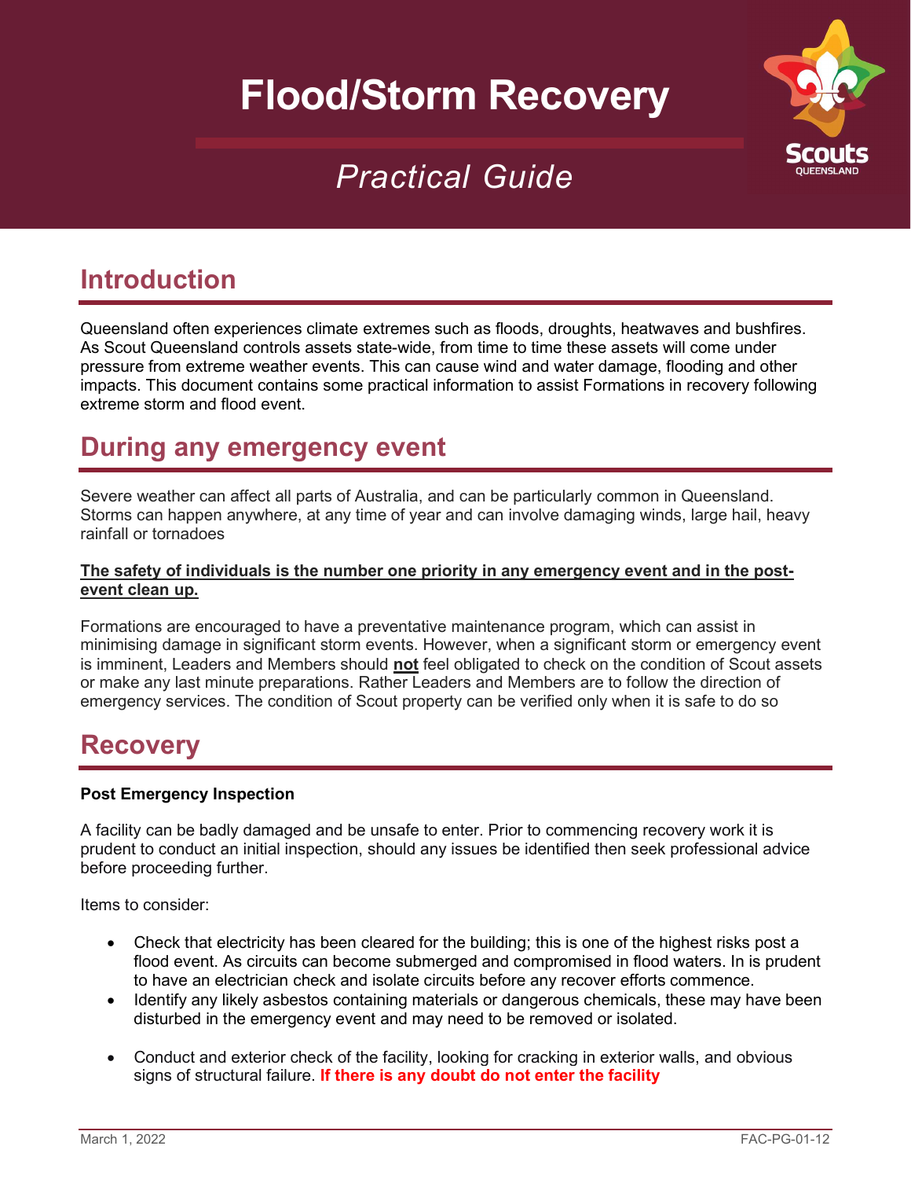# Flood/Storm Recovery

## *Practical Guide*

## Introduction

Queensland often experiences climate extremes such as floods, droughts, heatwaves and bushfires. As Scout Queensland controls assets state-wide, from time to time these assets will come under pressure from extreme weather events. This can cause wind and water damage, flooding and other impacts. This document contains some practical information to assist Formations in recovery following extreme storm and flood event.

## During any emergency event

Severe weather can affect all parts of Australia, and can be particularly common in Queensland. Storms can happen anywhere, at any time of year and can involve damaging winds, large hail, heavy rainfall or tornadoes

**The safety of individuals is the number one priority in any emergency event and in the post-event clean up.**

Formations are encouraged to have a preventative maintenance program, which can assist in minimising damage in significant storm events. However, when a significant storm or emergency event is imminent, Leaders and Members should **not** feel obligated to check on the condition of Scout assets or make any last minute preparations. Rather Leaders and Members are to follow the direction of emergency services. The condition of Scout property can be verified only when it is safe to do so

## Recovery

**Post Emergency Inspection**

A facility can be badly damaged and be unsafe to enter. Prior to commencing recovery work it is prudent to conduct an initial inspection, should any issues be identified then seek professional advice before proceeding further.

Items to consider:

- Check that electricity has been cleared for the building; this is one of the highest risks post a flood event. As circuits can become submerged and compromised in flood waters. In is prudent to have an electrician check and isolate circuits before any recover efforts commence.
- Identify any likely asbestos containing materials or dangerous chemicals, these may have been disturbed in the emergency event and may need to be removed or isolated.
- Conduct and exterior check of the facility, looking for cracking in exterior walls, and obvious signs of structural failure. **If there is any doubt do not enter the facility**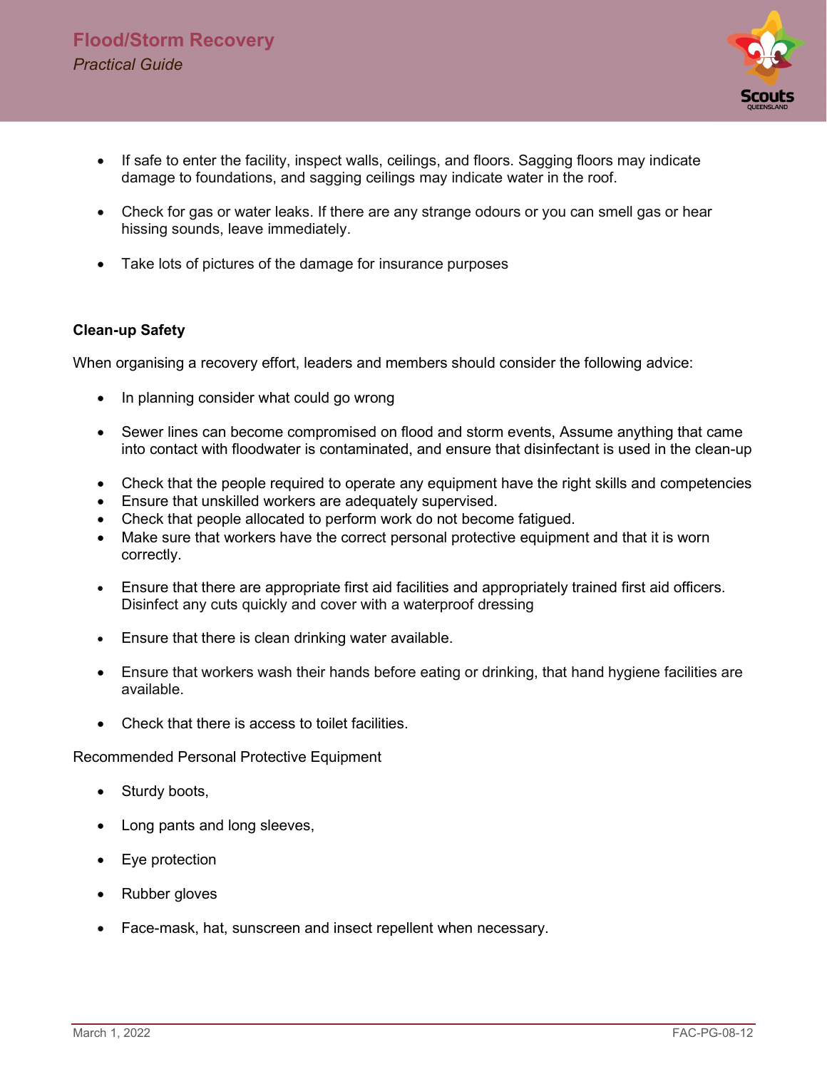- If safe to enter the facility, inspect walls, ceilings, and floors. Sagging floors may indicate damage to foundations, and sagging ceilings may indicate water in the roof.
- Check for gas or water leaks. If there are any strange odours or you can smell gas or hear hissing sounds, leave immediately.
- Take lots of pictures of the damage for insurance purposes

**Clean-up Safety**

When organising a recovery effort, leaders and members should consider the following advice:

- In planning consider what could go wrong
- Sewer lines can become compromised on flood and storm events, Assume anything that came into contact with floodwater is contaminated, and ensure that disinfectant is used in the clean-up
- Check that the people required to operate any equipment have the right skills and competencies
- Ensure that unskilled workers are adequately supervised.
- Check that people allocated to perform work do not become fatigued.
- Make sure that workers have the correct personal protective equipment and that it is worn correctly.
- Ensure that there are appropriate first aid facilities and appropriately trained first aid officers. Disinfect any cuts quickly and cover with a waterproof dressing
- Ensure that there is clean drinking water available.
- Ensure that workers wash their hands before eating or drinking, that hand hygiene facilities are available.
- Check that there is access to toilet facilities.

Recommended Personal Protective Equipment

- Sturdy boots,
- Long pants and long sleeves,
- Eye protection
- Rubber gloves
- Face-mask, hat, sunscreen and insect repellent when necessary.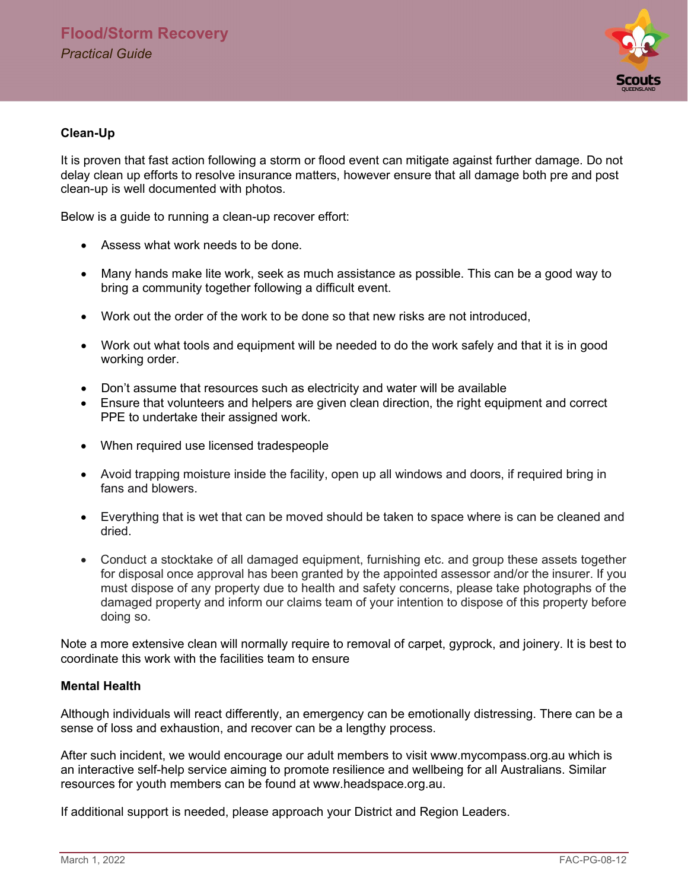**Clean-Up**

It is proven that fast action following a storm or flood event can mitigate against further damage. Do not delay clean up efforts to resolve insurance matters, however ensure that all damage both pre and post clean-up is well documented with photos.

Below is a guide to running a clean-up recover effort:

- Assess what work needs to be done.
- Many hands make lite work, seek as much assistance as possible. This can be a good way to bring a community together following a difficult event.
- Work out the order of the work to be done so that new risks are not introduced,
- Work out what tools and equipment will be needed to do the work safely and that it is in good working order.
- Don't assume that resources such as electricity and water will be available
- Ensure that volunteers and helpers are given clean direction, the right equipment and correct PPE to undertake their assigned work.
- When required use licensed tradespeople
- Avoid trapping moisture inside the facility, open up all windows and doors, if required bring in fans and blowers.
- Everything that is wet that can be moved should be taken to space where is can be cleaned and dried.
- Conduct a stocktake of all damaged equipment, furnishing etc. and group these assets together for disposal once approval has been granted by the appointed assessor and/or the insurer. If you must dispose of any property due to health and safety concerns, please take photographs of the damaged property and inform our claims team of your intention to dispose of this property before doing so.

Note a more extensive clean will normally require to removal of carpet, gyprock, and joinery. It is best to coordinate this work with the facilities team to ensure

**Mental Health**

Although individuals will react differently, an emergency can be emotionally distressing. There can be a sense of loss and exhaustion, and recover can be a lengthy process.

After such incident, we would encourage our adult members to visit www.mycompass.org.au which is an interactive self-help service aiming to promote resilience and wellbeing for all Australians. Similar resources for youth members can be found at www.headspace.org.au.

If additional support is needed, please approach your District and Region Leaders.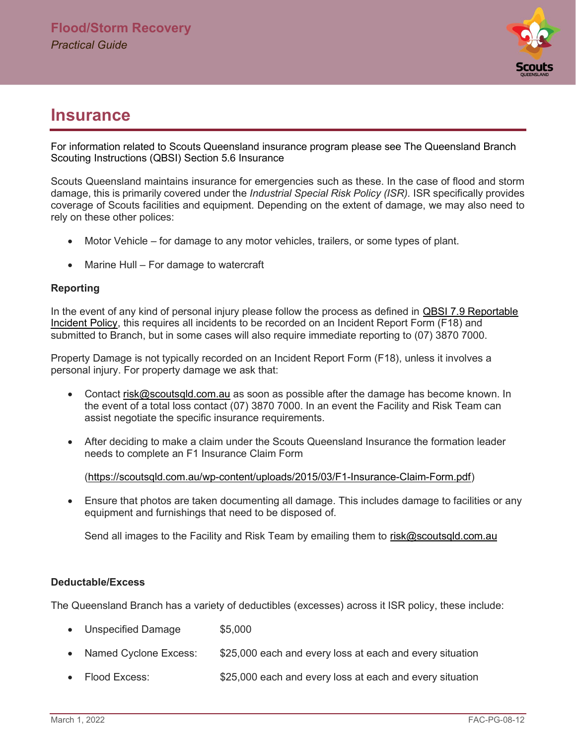# Insurance

For information related to Scouts Queensland insurance program please see The Queensland Branch Scouting Instructions (QBSI) Section 5.6 Insurance

Scouts Queensland maintains insurance for emergencies such as these. In the case of flood and storm damage, this is primarily covered under the *Industrial Special Risk Policy (ISR).* ISR specifically provides coverage of Scouts facilities and equipment. Depending on the extent of damage, we may also need to rely on these other polices:

- Motor Vehicle – for damage to any motor vehicles, trailers, or some types of plant.
- Marine Hull – For damage to watercraft

### Reporting

In the event of any kind of personal injury please follow the process as defined in QBSI 7.9 Reportable Incident Policy, this requires all incidents to be recorded on an Incident Report Form (F18) and submitted to Branch, but in some cases will also require immediate reporting to (07) 3870 7000.

Property Damage is not typically recorded on an Incident Report Form (F18), unless it involves a personal injury. For property damage we ask that:

- Contact risk@scoutsqld.com.au as soon as possible after the damage has become known. In the event of a total loss contact (07) 3870 7000. In an event the Facility and Risk Team can assist negotiate the specific insurance requirements.
- After deciding to make a claim under the Scouts Queensland Insurance the formation leader needs to complete an F1 Insurance Claim Form

  (https://scoutsqld.com.au/wp-content/uploads/2015/03/F1-Insurance-Claim-Form.pdf)

- Ensure that photos are taken documenting all damage. This includes damage to facilities or any equipment and furnishings that need to be disposed of.

  Send all images to the Facility and Risk Team by emailing them to risk@scoutsqld.com.au

### Deductable/Excess

The Queensland Branch has a variety of deductibles (excesses) across it ISR policy, these include:

- Unspecified Damage $5,000
- Named Cyclone Excess: $25,000 each and every loss at each and every situation
- Flood Excess: $25,000 each and every loss at each and every situation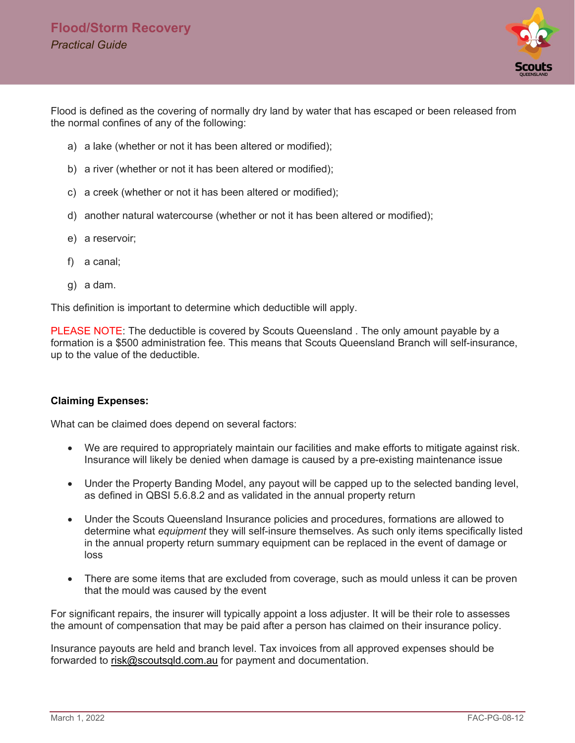Flood is defined as the covering of normally dry land by water that has escaped or been released from the normal confines of any of the following:

a) a lake (whether or not it has been altered or modified);

b) a river (whether or not it has been altered or modified);

c) a creek (whether or not it has been altered or modified);

d) another natural watercourse (whether or not it has been altered or modified);

e) a reservoir;

f) a canal;

g) a dam.

This definition is important to determine which deductible will apply.

PLEASE NOTE: The deductible is covered by Scouts Queensland . The only amount payable by a formation is a $500 administration fee. This means that Scouts Queensland Branch will self-insurance, up to the value of the deductible.

**Claiming Expenses:**

What can be claimed does depend on several factors:

- We are required to appropriately maintain our facilities and make efforts to mitigate against risk. Insurance will likely be denied when damage is caused by a pre-existing maintenance issue
- Under the Property Banding Model, any payout will be capped up to the selected banding level, as defined in QBSI 5.6.8.2 and as validated in the annual property return
- Under the Scouts Queensland Insurance policies and procedures, formations are allowed to determine what *equipment* they will self-insure themselves. As such only items specifically listed in the annual property return summary equipment can be replaced in the event of damage or loss
- There are some items that are excluded from coverage, such as mould unless it can be proven that the mould was caused by the event

For significant repairs, the insurer will typically appoint a loss adjuster. It will be their role to assesses the amount of compensation that may be paid after a person has claimed on their insurance policy.

Insurance payouts are held and branch level. Tax invoices from all approved expenses should be forwarded to risk@scoutsqld.com.au for payment and documentation.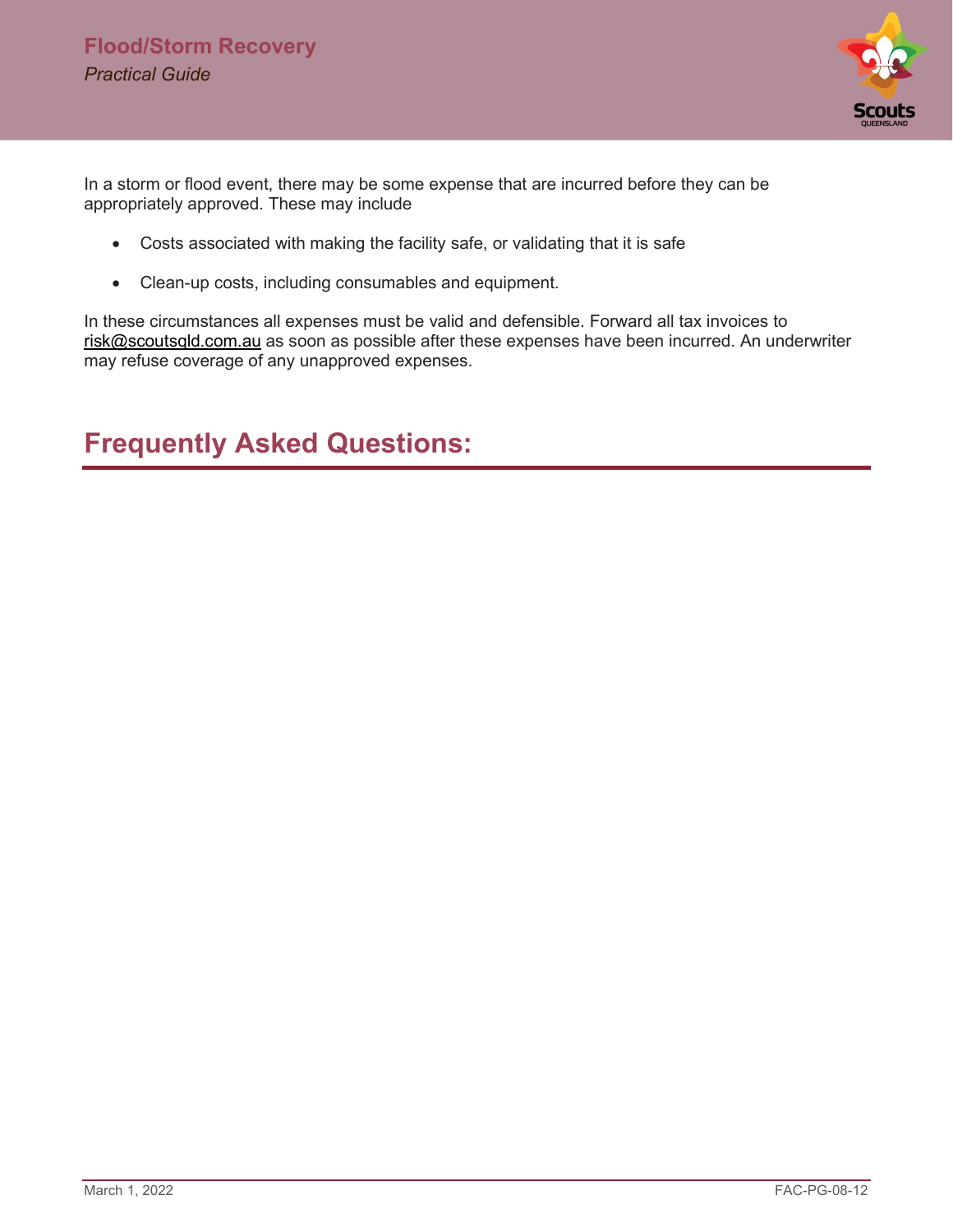In a storm or flood event, there may be some expense that are incurred before they can be appropriately approved. These may include

- Costs associated with making the facility safe, or validating that it is safe
- Clean-up costs, including consumables and equipment.

In these circumstances all expenses must be valid and defensible. Forward all tax invoices to risk@scoutsqld.com.au as soon as possible after these expenses have been incurred. An underwriter may refuse coverage of any unapproved expenses.

## Frequently Asked Questions: